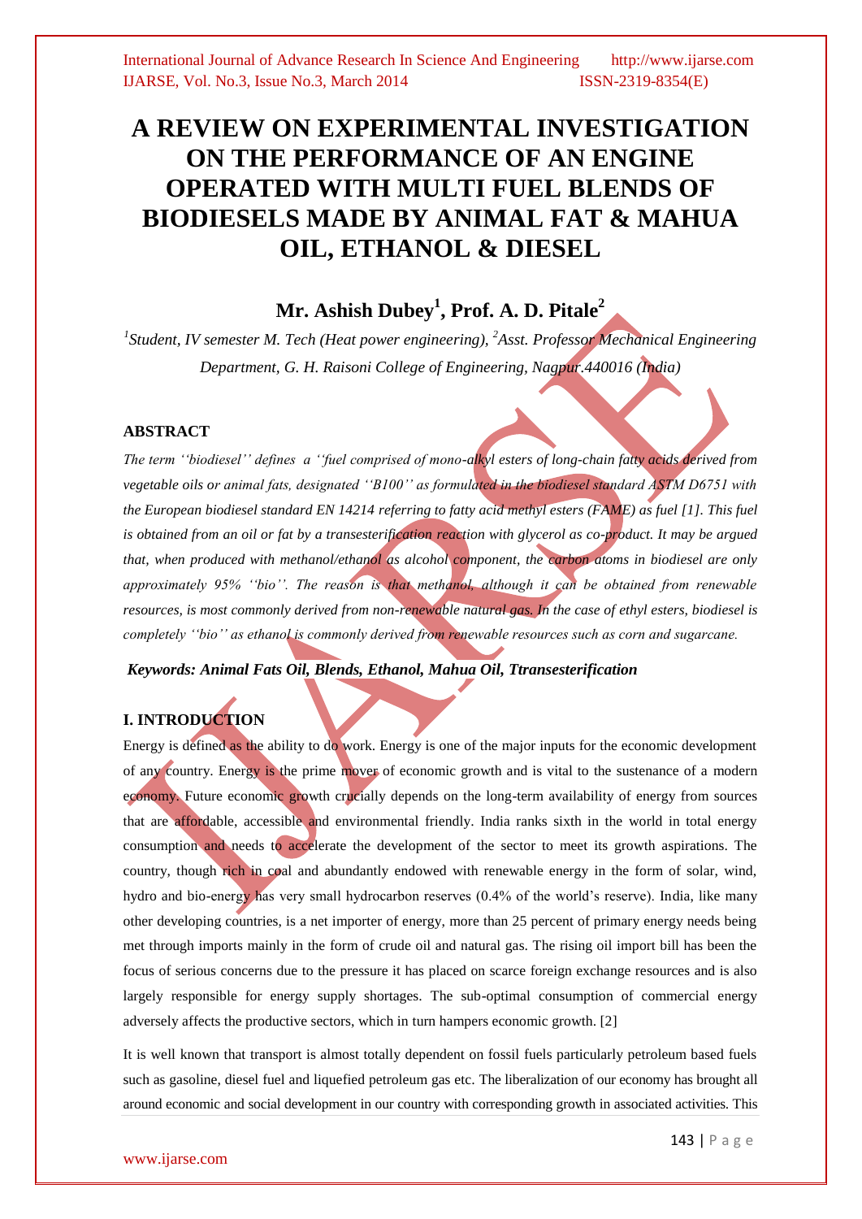# A REVIEW ON EXPERIMENTAL INVESTIGATION ON THE PERFORMANCE OF AN ENGINE OPERATED WITH MULTI FUEL BLENDS OF BIODIESELS MADE BY ANIMAL FAT & MAHUA OIL, ETHANOL & DIESEL

## Mr. Ashish Dubey[1], Prof. A. D. Pitale[2]

*[1]Student, IV semester M. Tech (Heat power engineering), [2]Asst. Professor Mechanical Engineering Department, G. H. Raisoni College of Engineering, Nagpur.440016 (India)*

### ABSTRACT

*The term ''biodiesel'' defines a ''fuel comprised of mono-alkyl esters of long-chain fatty acids derived from vegetable oils or animal fats, designated ''B100'' as formulated in the biodiesel standard ASTM D6751 with the European biodiesel standard EN 14214 referring to fatty acid methyl esters (FAME) as fuel [1]. This fuel is obtained from an oil or fat by a transesterification reaction with glycerol as co-product. It may be argued that, when produced with methanol/ethanol as alcohol component, the carbon atoms in biodiesel are only approximately 95% ''bio''. The reason is that methanol, although it can be obtained from renewable resources, is most commonly derived from non-renewable natural gas. In the case of ethyl esters, biodiesel is completely ''bio'' as ethanol is commonly derived from renewable resources such as corn and sugarcane.*

***Keywords: Animal Fats Oil, Blends, Ethanol, Mahua Oil, Ttransesterification***

### I. INTRODUCTION

Energy is defined as the ability to do work. Energy is one of the major inputs for the economic development of any country. Energy is the prime mover of economic growth and is vital to the sustenance of a modern economy. Future economic growth crucially depends on the long-term availability of energy from sources that are affordable, accessible and environmental friendly. India ranks sixth in the world in total energy consumption and needs to accelerate the development of the sector to meet its growth aspirations. The country, though rich in coal and abundantly endowed with renewable energy in the form of solar, wind, hydro and bio-energy has very small hydrocarbon reserves (0.4% of the world's reserve). India, like many other developing countries, is a net importer of energy, more than 25 percent of primary energy needs being met through imports mainly in the form of crude oil and natural gas. The rising oil import bill has been the focus of serious concerns due to the pressure it has placed on scarce foreign exchange resources and is also largely responsible for energy supply shortages. The sub-optimal consumption of commercial energy adversely affects the productive sectors, which in turn hampers economic growth. [2]

It is well known that transport is almost totally dependent on fossil fuels particularly petroleum based fuels such as gasoline, diesel fuel and liquefied petroleum gas etc. The liberalization of our economy has brought all around economic and social development in our country with corresponding growth in associated activities. This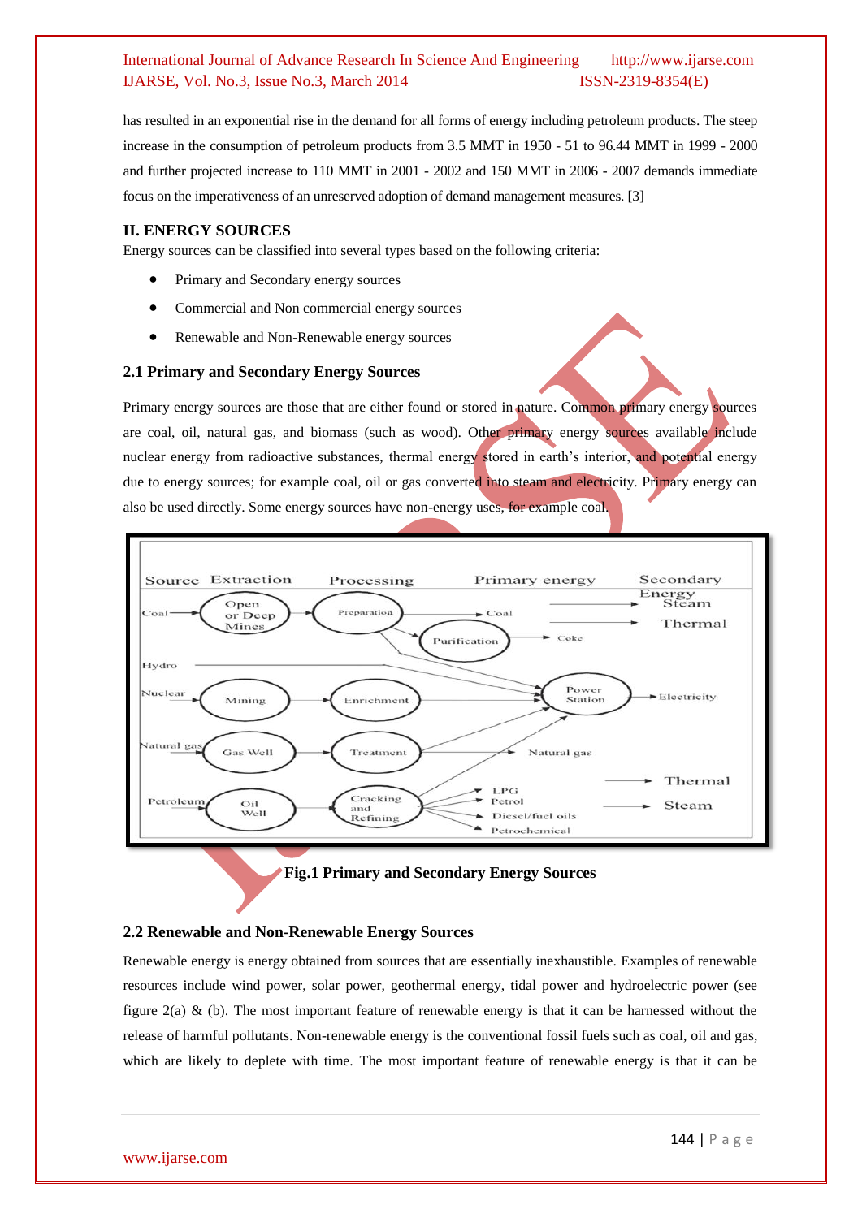has resulted in an exponential rise in the demand for all forms of energy including petroleum products. The steep increase in the consumption of petroleum products from 3.5 MMT in 1950 - 51 to 96.44 MMT in 1999 - 2000 and further projected increase to 110 MMT in 2001 - 2002 and 150 MMT in 2006 - 2007 demands immediate focus on the imperativeness of an unreserved adoption of demand management measures. [3]

## II. ENERGY SOURCES

Energy sources can be classified into several types based on the following criteria:

- Primary and Secondary energy sources
- Commercial and Non commercial energy sources
- Renewable and Non-Renewable energy sources

### 2.1 Primary and Secondary Energy Sources

Primary energy sources are those that are either found or stored in nature. Common primary energy sources are coal, oil, natural gas, and biomass (such as wood). Other primary energy sources available include nuclear energy from radioactive substances, thermal energy stored in earth's interior, and potential energy due to energy sources; for example coal, oil or gas converted into steam and electricity. Primary energy can also be used directly. Some energy sources have non-energy uses, for example coal.

**Fig.1 Primary and Secondary Energy Sources**

### 2.2 Renewable and Non-Renewable Energy Sources

Renewable energy is energy obtained from sources that are essentially inexhaustible. Examples of renewable resources include wind power, solar power, geothermal energy, tidal power and hydroelectric power (see figure 2(a) & (b). The most important feature of renewable energy is that it can be harnessed without the release of harmful pollutants. Non-renewable energy is the conventional fossil fuels such as coal, oil and gas, which are likely to deplete with time. The most important feature of renewable energy is that it can be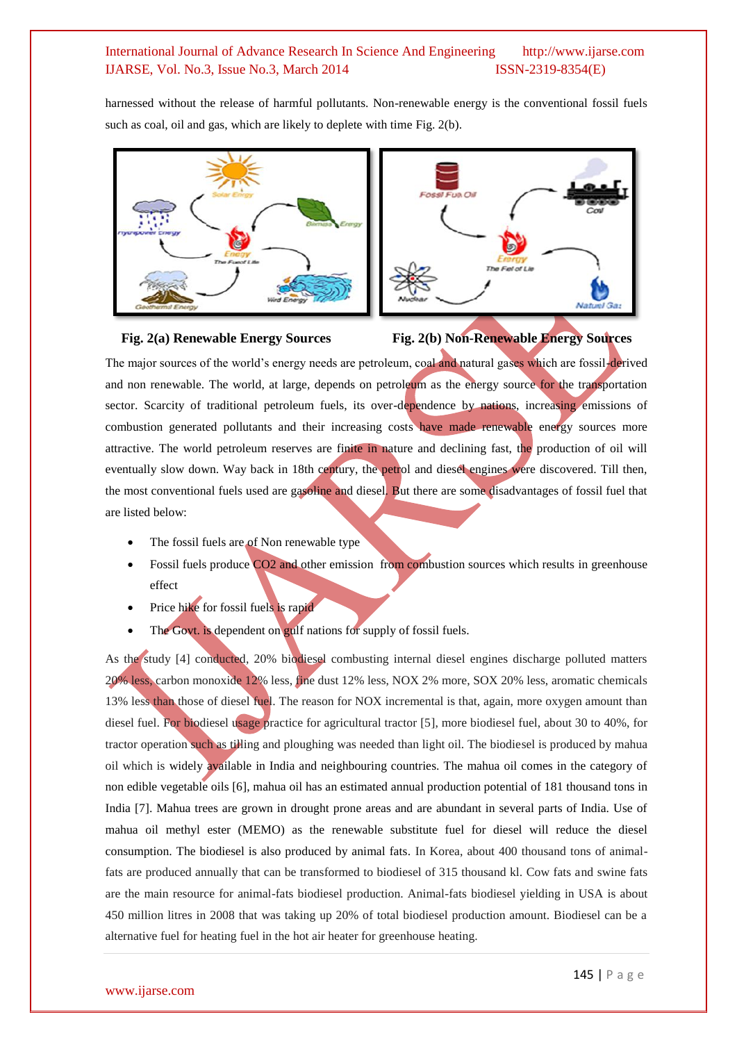harnessed without the release of harmful pollutants. Non-renewable energy is the conventional fossil fuels such as coal, oil and gas, which are likely to deplete with time Fig. 2(b).

**Fig. 2(a) Renewable Energy Sources** **Fig. 2(b) Non-Renewable Energy Sources**

The major sources of the world's energy needs are petroleum, coal and natural gases which are fossil-derived and non renewable. The world, at large, depends on petroleum as the energy source for the transportation sector. Scarcity of traditional petroleum fuels, its over-dependence by nations, increasing emissions of combustion generated pollutants and their increasing costs have made renewable energy sources more attractive. The world petroleum reserves are finite in nature and declining fast, the production of oil will eventually slow down. Way back in 18th century, the petrol and diesel engines were discovered. Till then, the most conventional fuels used are gasoline and diesel. But there are some disadvantages of fossil fuel that are listed below:

- The fossil fuels are of Non renewable type
- Fossil fuels produce $CO_2$ and other emission from combustion sources which results in greenhouse effect
- Price hike for fossil fuels is rapid
- The Govt. is dependent on gulf nations for supply of fossil fuels.

As the study [4] conducted, 20% biodiesel combusting internal diesel engines discharge polluted matters 20% less, carbon monoxide 12% less, fine dust 12% less, NOX 2% more, SOX 20% less, aromatic chemicals 13% less than those of diesel fuel. The reason for NOX incremental is that, again, more oxygen amount than diesel fuel. For biodiesel usage practice for agricultural tractor [5], more biodiesel fuel, about 30 to 40%, for tractor operation such as tilling and ploughing was needed than light oil. The biodiesel is produced by mahua oil which is widely available in India and neighbouring countries. The mahua oil comes in the category of non edible vegetable oils [6], mahua oil has an estimated annual production potential of 181 thousand tons in India [7]. Mahua trees are grown in drought prone areas and are abundant in several parts of India. Use of mahua oil methyl ester (MEMO) as the renewable substitute fuel for diesel will reduce the diesel consumption. The biodiesel is also produced by animal fats. In Korea, about 400 thousand tons of animal-fats are produced annually that can be transformed to biodiesel of 315 thousand kl. Cow fats and swine fats are the main resource for animal-fats biodiesel production. Animal-fats biodiesel yielding in USA is about 450 million litres in 2008 that was taking up 20% of total biodiesel production amount. Biodiesel can be a alternative fuel for heating fuel in the hot air heater for greenhouse heating.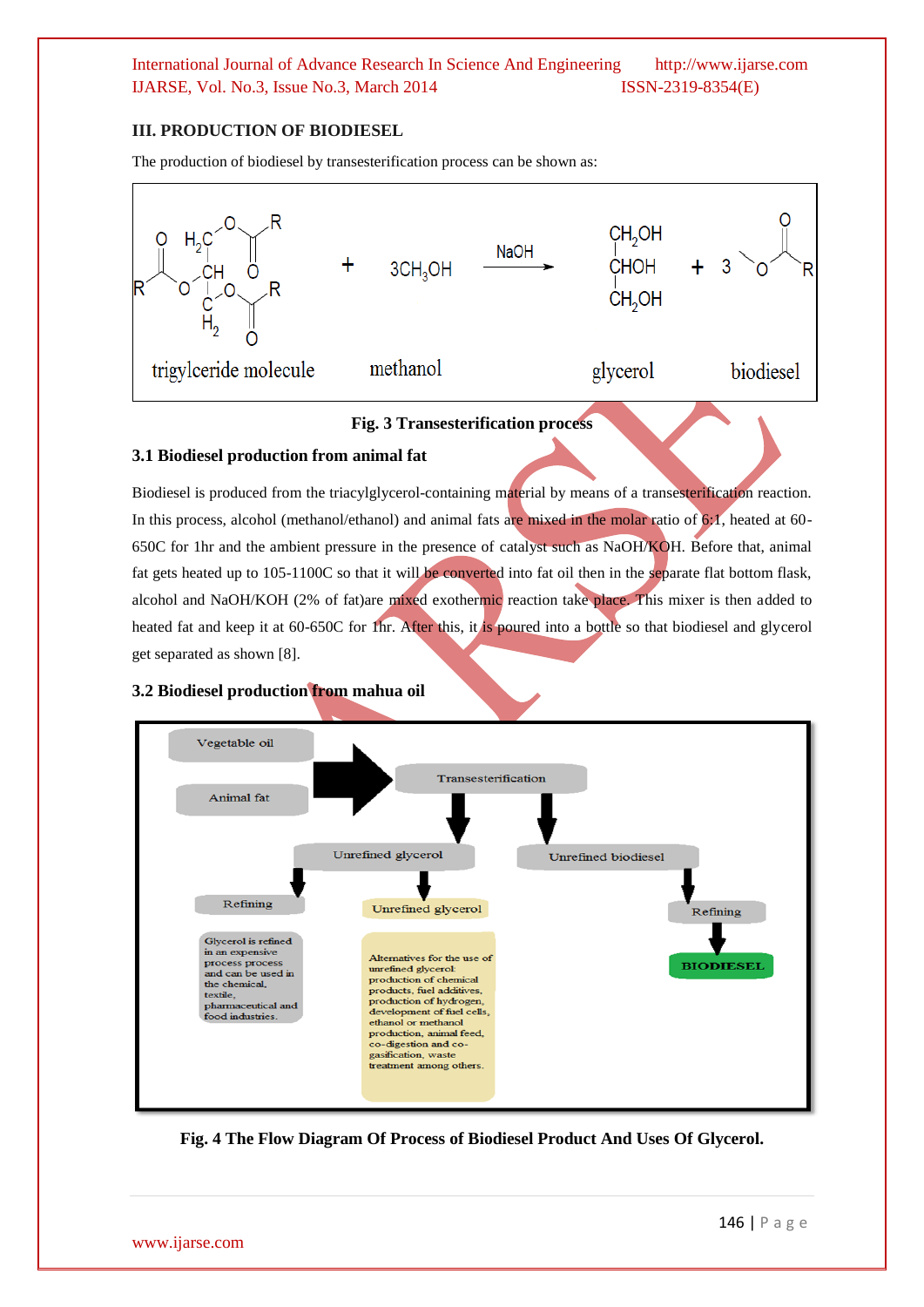## III. PRODUCTION OF BIODIESEL

The production of biodiesel by transesterification process can be shown as:

Fig. 3 Transesterification process

### 3.1 Biodiesel production from animal fat

Biodiesel is produced from the triacylglycerol-containing material by means of a transesterification reaction. In this process, alcohol (methanol/ethanol) and animal fats are mixed in the molar ratio of 6:1, heated at 60-650C for 1hr and the ambient pressure in the presence of catalyst such as NaOH/KOH. Before that, animal fat gets heated up to 105-1100C so that it will be converted into fat oil then in the separate flat bottom flask, alcohol and NaOH/KOH (2% of fat)are mixed exothermic reaction take place. This mixer is then added to heated fat and keep it at 60-650C for 1hr. After this, it is poured into a bottle so that biodiesel and glycerol get separated as shown [8].

### 3.2 Biodiesel production from mahua oil

Fig. 4 The Flow Diagram Of Process of Biodiesel Product And Uses Of Glycerol.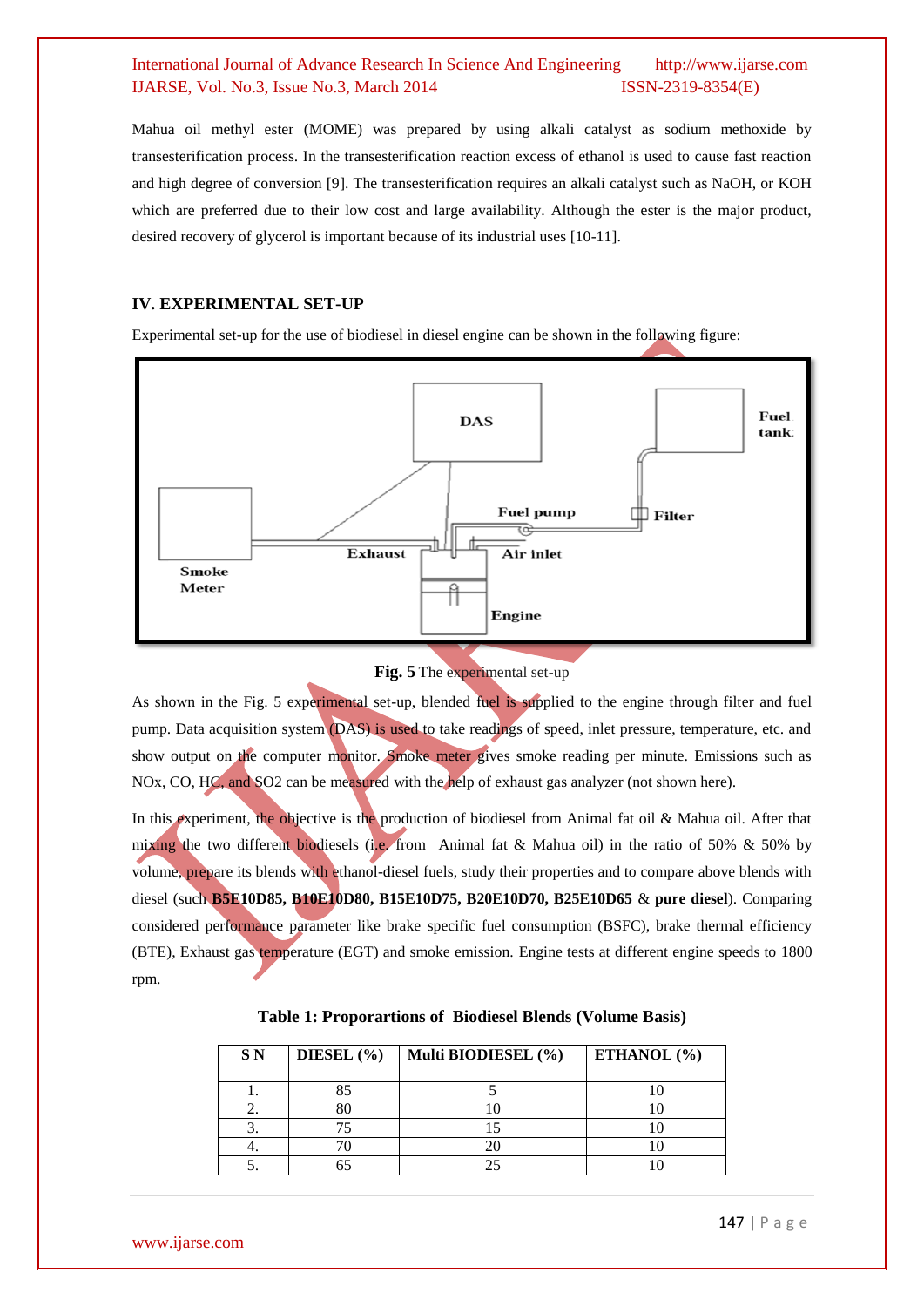Mahua oil methyl ester (MOME) was prepared by using alkali catalyst as sodium methoxide by transesterification process. In the transesterification reaction excess of ethanol is used to cause fast reaction and high degree of conversion [9]. The transesterification requires an alkali catalyst such as NaOH, or KOH which are preferred due to their low cost and large availability. Although the ester is the major product, desired recovery of glycerol is important because of its industrial uses [10-11].

## IV. EXPERIMENTAL SET-UP

Experimental set-up for the use of biodiesel in diesel engine can be shown in the following figure:

**Fig. 5** The experimental set-up

As shown in the Fig. 5 experimental set-up, blended fuel is supplied to the engine through filter and fuel pump. Data acquisition system (DAS) is used to take readings of speed, inlet pressure, temperature, etc. and show output on the computer monitor. Smoke meter gives smoke reading per minute. Emissions such as NOx, CO, HC, and SO2 can be measured with the help of exhaust gas analyzer (not shown here).

In this experiment, the objective is the production of biodiesel from Animal fat oil & Mahua oil. After that mixing the two different biodiesels (i.e. from Animal fat & Mahua oil) in the ratio of 50% & 50% by volume, prepare its blends with ethanol-diesel fuels, study their properties and to compare above blends with diesel (such **B5E10D85, B10E10D80, B15E10D75, B20E10D70, B25E10D65** & **pure diesel**). Comparing considered performance parameter like brake specific fuel consumption (BSFC), brake thermal efficiency (BTE), Exhaust gas temperature (EGT) and smoke emission. Engine tests at different engine speeds to 1800 rpm.

**Table 1: Proporartions of Biodiesel Blends (Volume Basis)**

| S N | DIESEL (%) | Multi BIODIESEL (%) | ETHANOL (%) |
|---|---|---|---|
| 1. | 85 | 5 | 10 |
| 2. | 80 | 10 | 10 |
| 3. | 75 | 15 | 10 |
| 4. | 70 | 20 | 10 |
| 5. | 65 | 25 | 10 |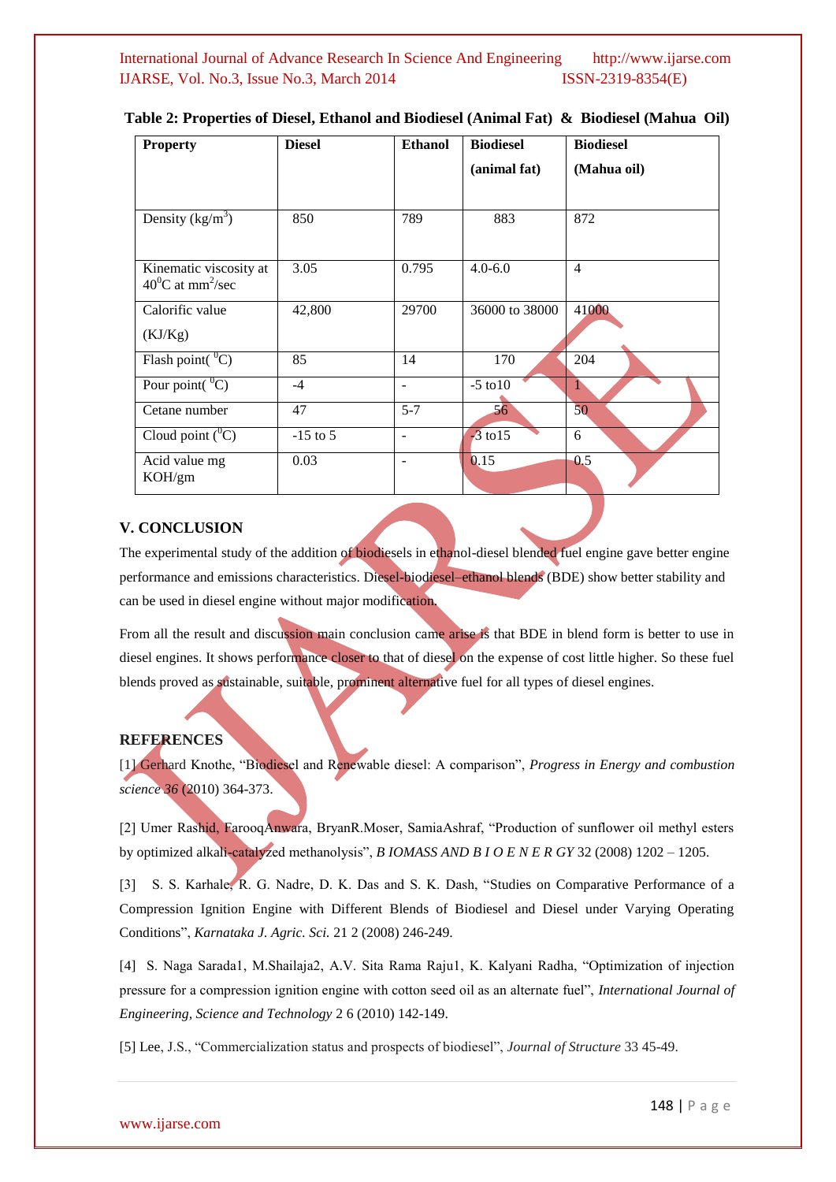**Table 2: Properties of Diesel, Ethanol and Biodiesel (Animal Fat) & Biodiesel (Mahua Oil)**

| Property | Diesel | Ethanol | Biodiesel (animal fat) | Biodiesel (Mahua oil) |
|---|---|---|---|---|
| Density ($kg/m^3$) | 850 | 789 | 883 | 872 |
| Kinematic viscosity at $40^0C$ at $mm^2/sec$ | 3.05 | 0.795 | 4.0-6.0 | 4 |
| Calorific value (KJ/Kg) | 42,800 | 29700 | 36000 to 38000 | 41000 |
| Flash point( $^0C$) | 85 | 14 | 170 | 204 |
| Pour point( $^0C$) | -4 | - | -5 to10 | 1 |
| Cetane number | 47 | 5-7 | 56 | 50 |
| Cloud point ($^0C$) | -15 to 5 | - | -3 to15 | 6 |
| Acid value mg KOH/gm | 0.03 | - | 0.15 | 0.5 |

## V. CONCLUSION

The experimental study of the addition of biodiesels in ethanol-diesel blended fuel engine gave better engine performance and emissions characteristics. Diesel-biodiesel–ethanol blends (BDE) show better stability and can be used in diesel engine without major modification.

From all the result and discussion main conclusion came arise is that BDE in blend form is better to use in diesel engines. It shows performance closer to that of diesel on the expense of cost little higher. So these fuel blends proved as sustainable, suitable, prominent alternative fuel for all types of diesel engines.

## REFERENCES

[1] Gerhard Knothe, "Biodiesel and Renewable diesel: A comparison", *Progress in Energy and combustion science 36* (2010) 364-373.

[2] Umer Rashid, FarooqAnwara, BryanR.Moser, SamiaAshraf, "Production of sunflower oil methyl esters by optimized alkali-catalyzed methanolysis", *B IOMASS AND B I O E N E R GY* 32 (2008) 1202 – 1205.

[3] S. S. Karhale, R. G. Nadre, D. K. Das and S. K. Dash, "Studies on Comparative Performance of a Compression Ignition Engine with Different Blends of Biodiesel and Diesel under Varying Operating Conditions", *Karnataka J. Agric. Sci.* 21 2 (2008) 246-249.

[4] S. Naga Sarada1, M.Shailaja2, A.V. Sita Rama Raju1, K. Kalyani Radha, "Optimization of injection pressure for a compression ignition engine with cotton seed oil as an alternate fuel", *International Journal of Engineering, Science and Technology* 2 6 (2010) 142-149.

[5] Lee, J.S., "Commercialization status and prospects of biodiesel", *Journal of Structure* 33 45-49.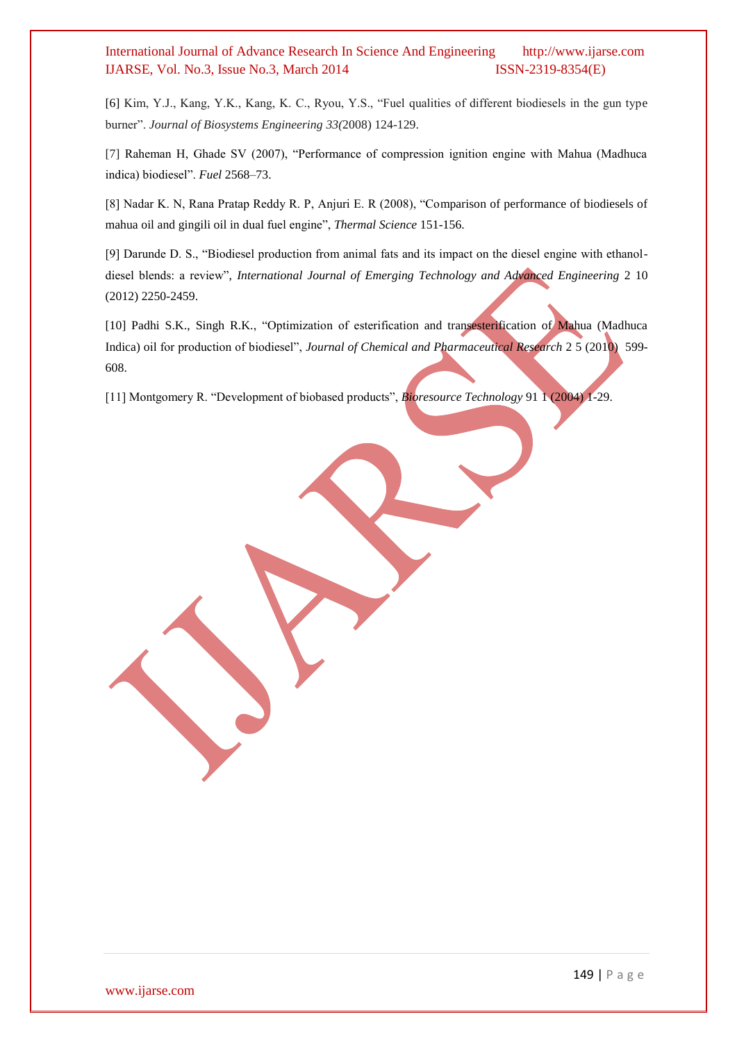[6] Kim, Y.J., Kang, Y.K., Kang, K. C., Ryou, Y.S., "Fuel qualities of different biodiesels in the gun type burner". *Journal of Biosystems Engineering 33(*2008) 124-129.

[7] Raheman H, Ghade SV (2007), "Performance of compression ignition engine with Mahua (Madhuca indica) biodiesel". *Fuel* 2568–73.

[8] Nadar K. N, Rana Pratap Reddy R. P, Anjuri E. R (2008), "Comparison of performance of biodiesels of mahua oil and gingili oil in dual fuel engine", *Thermal Science* 151-156.

[9] Darunde D. S., "Biodiesel production from animal fats and its impact on the diesel engine with ethanol-diesel blends: a review", *International Journal of Emerging Technology and Advanced Engineering* 2 10 (2012) 2250-2459.

[10] Padhi S.K., Singh R.K., "Optimization of esterification and transesterification of Mahua (Madhuca Indica) oil for production of biodiesel", *Journal of Chemical and Pharmaceutical Research* 2 5 (2010) 599-608.

[11] Montgomery R. "Development of biobased products", *Bioresource Technology* 91 1 (2004) 1-29.